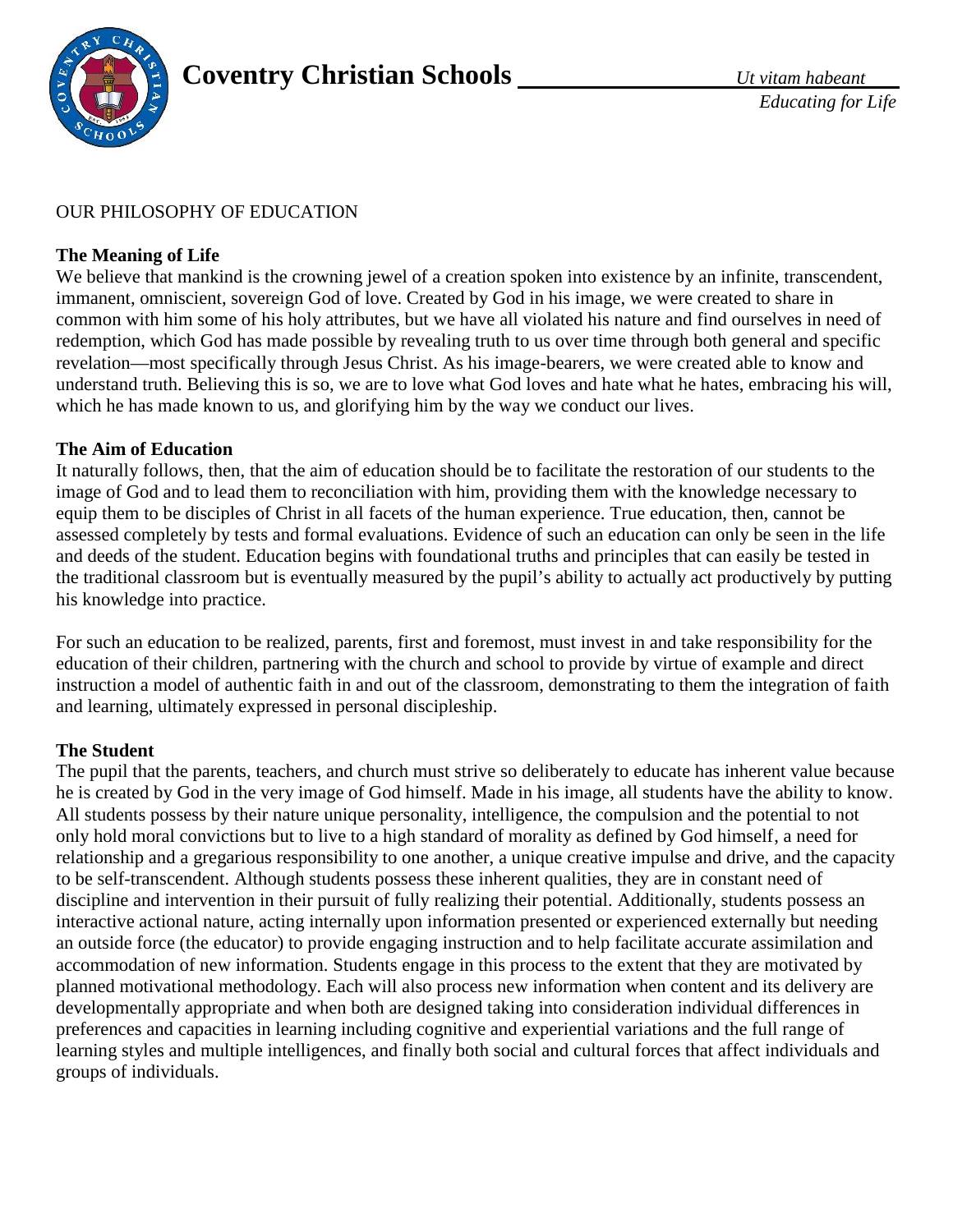# Coventry Christian Schools

*Ut vitam habeant*
*Educating for Life*

OUR PHILOSOPHY OF EDUCATION

**The Meaning of Life**

We believe that mankind is the crowning jewel of a creation spoken into existence by an infinite, transcendent, immanent, omniscient, sovereign God of love. Created by God in his image, we were created to share in common with him some of his holy attributes, but we have all violated his nature and find ourselves in need of redemption, which God has made possible by revealing truth to us over time through both general and specific revelation—most specifically through Jesus Christ. As his image-bearers, we were created able to know and understand truth. Believing this is so, we are to love what God loves and hate what he hates, embracing his will, which he has made known to us, and glorifying him by the way we conduct our lives.

**The Aim of Education**

It naturally follows, then, that the aim of education should be to facilitate the restoration of our students to the image of God and to lead them to reconciliation with him, providing them with the knowledge necessary to equip them to be disciples of Christ in all facets of the human experience. True education, then, cannot be assessed completely by tests and formal evaluations. Evidence of such an education can only be seen in the life and deeds of the student. Education begins with foundational truths and principles that can easily be tested in the traditional classroom but is eventually measured by the pupil's ability to actually act productively by putting his knowledge into practice.

For such an education to be realized, parents, first and foremost, must invest in and take responsibility for the education of their children, partnering with the church and school to provide by virtue of example and direct instruction a model of authentic faith in and out of the classroom, demonstrating to them the integration of faith and learning, ultimately expressed in personal discipleship.

**The Student**

The pupil that the parents, teachers, and church must strive so deliberately to educate has inherent value because he is created by God in the very image of God himself. Made in his image, all students have the ability to know. All students possess by their nature unique personality, intelligence, the compulsion and the potential to not only hold moral convictions but to live to a high standard of morality as defined by God himself, a need for relationship and a gregarious responsibility to one another, a unique creative impulse and drive, and the capacity to be self-transcendent. Although students possess these inherent qualities, they are in constant need of discipline and intervention in their pursuit of fully realizing their potential. Additionally, students possess an interactive actional nature, acting internally upon information presented or experienced externally but needing an outside force (the educator) to provide engaging instruction and to help facilitate accurate assimilation and accommodation of new information. Students engage in this process to the extent that they are motivated by planned motivational methodology. Each will also process new information when content and its delivery are developmentally appropriate and when both are designed taking into consideration individual differences in preferences and capacities in learning including cognitive and experiential variations and the full range of learning styles and multiple intelligences, and finally both social and cultural forces that affect individuals and groups of individuals.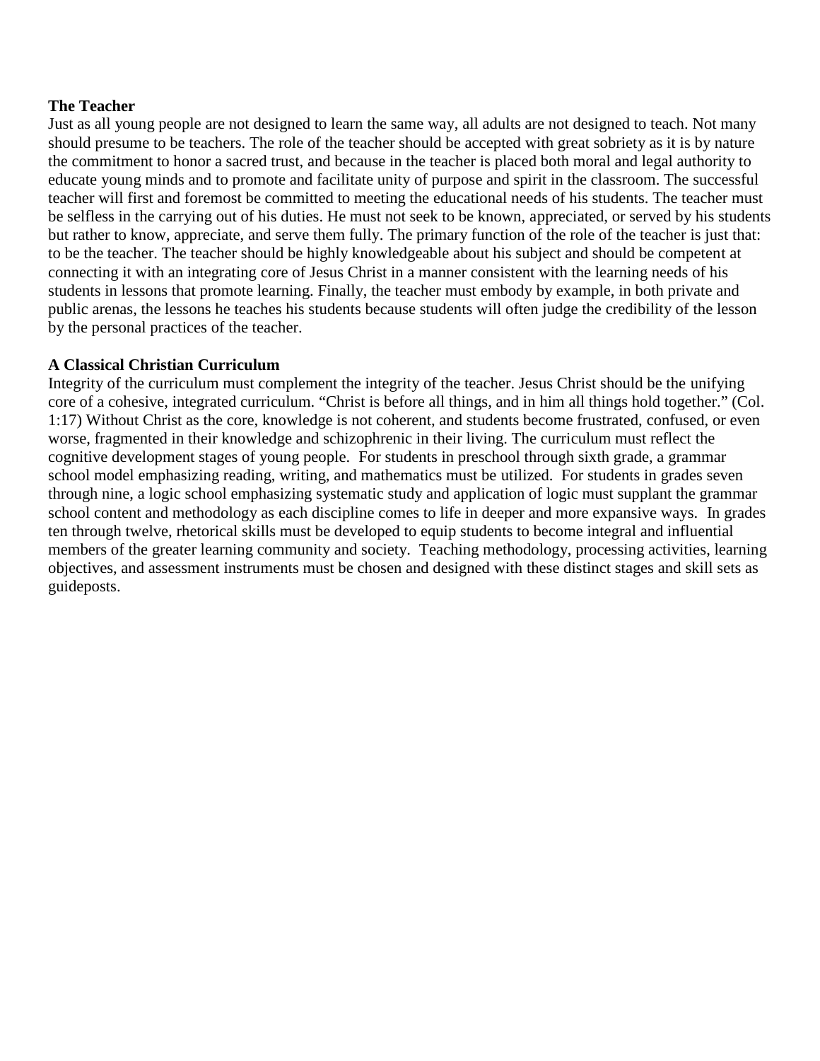**The Teacher**

Just as all young people are not designed to learn the same way, all adults are not designed to teach. Not many should presume to be teachers. The role of the teacher should be accepted with great sobriety as it is by nature the commitment to honor a sacred trust, and because in the teacher is placed both moral and legal authority to educate young minds and to promote and facilitate unity of purpose and spirit in the classroom. The successful teacher will first and foremost be committed to meeting the educational needs of his students. The teacher must be selfless in the carrying out of his duties. He must not seek to be known, appreciated, or served by his students but rather to know, appreciate, and serve them fully. The primary function of the role of the teacher is just that: to be the teacher. The teacher should be highly knowledgeable about his subject and should be competent at connecting it with an integrating core of Jesus Christ in a manner consistent with the learning needs of his students in lessons that promote learning. Finally, the teacher must embody by example, in both private and public arenas, the lessons he teaches his students because students will often judge the credibility of the lesson by the personal practices of the teacher.

**A Classical Christian Curriculum**

Integrity of the curriculum must complement the integrity of the teacher. Jesus Christ should be the unifying core of a cohesive, integrated curriculum. "Christ is before all things, and in him all things hold together." (Col. 1:17) Without Christ as the core, knowledge is not coherent, and students become frustrated, confused, or even worse, fragmented in their knowledge and schizophrenic in their living. The curriculum must reflect the cognitive development stages of young people. For students in preschool through sixth grade, a grammar school model emphasizing reading, writing, and mathematics must be utilized. For students in grades seven through nine, a logic school emphasizing systematic study and application of logic must supplant the grammar school content and methodology as each discipline comes to life in deeper and more expansive ways. In grades ten through twelve, rhetorical skills must be developed to equip students to become integral and influential members of the greater learning community and society. Teaching methodology, processing activities, learning objectives, and assessment instruments must be chosen and designed with these distinct stages and skill sets as guideposts.